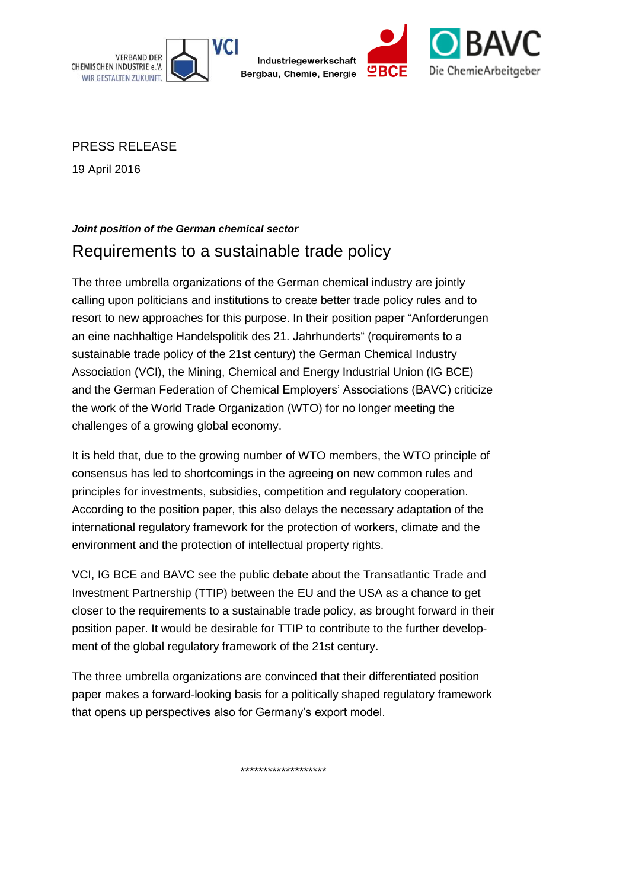VERBAND DER CHEMISCHEN INDUSTRIE e.V. WIR GESTALTEN ZUKUNFT. VCI

Industriegewerkschaft Bergbau, Chemie, Energie IG BCE

BAVC Die ChemieArbeitgeber

PRESS RELEASE

19 April 2016

***Joint position of the German chemical sector***

# Requirements to a sustainable trade policy

The three umbrella organizations of the German chemical industry are jointly calling upon politicians and institutions to create better trade policy rules and to resort to new approaches for this purpose. In their position paper "Anforderungen an eine nachhaltige Handelspolitik des 21. Jahrhunderts" (requirements to a sustainable trade policy of the 21st century) the German Chemical Industry Association (VCI), the Mining, Chemical and Energy Industrial Union (IG BCE) and the German Federation of Chemical Employers' Associations (BAVC) criticize the work of the World Trade Organization (WTO) for no longer meeting the challenges of a growing global economy.

It is held that, due to the growing number of WTO members, the WTO principle of consensus has led to shortcomings in the agreeing on new common rules and principles for investments, subsidies, competition and regulatory cooperation. According to the position paper, this also delays the necessary adaptation of the international regulatory framework for the protection of workers, climate and the environment and the protection of intellectual property rights.

VCI, IG BCE and BAVC see the public debate about the Transatlantic Trade and Investment Partnership (TTIP) between the EU and the USA as a chance to get closer to the requirements to a sustainable trade policy, as brought forward in their position paper. It would be desirable for TTIP to contribute to the further development of the global regulatory framework of the 21st century.

The three umbrella organizations are convinced that their differentiated position paper makes a forward-looking basis for a politically shaped regulatory framework that opens up perspectives also for Germany's export model.

*******************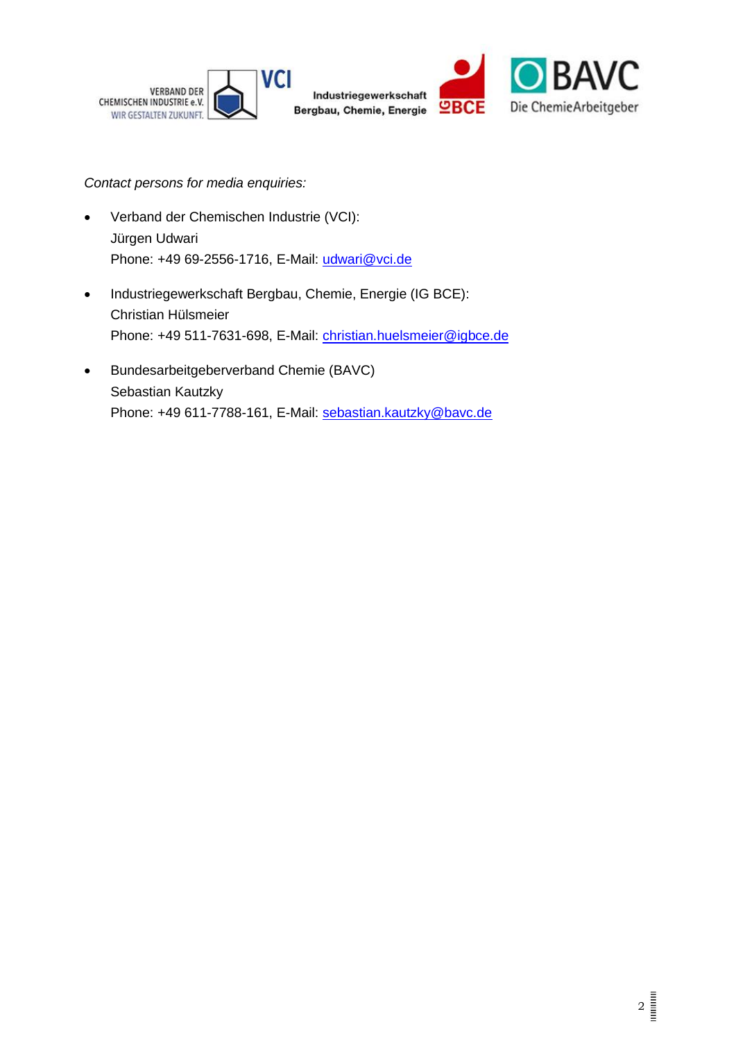*Contact persons for media enquiries:*

- Verband der Chemischen Industrie (VCI):
  Jürgen Udwari
  Phone: +49 69-2556-1716, E-Mail: udwari@vci.de

- Industriegewerkschaft Bergbau, Chemie, Energie (IG BCE):
  Christian Hülsmeier
  Phone: +49 511-7631-698, E-Mail: christian.huelsmeier@igbce.de

- Bundesarbeitgeberverband Chemie (BAVC)
  Sebastian Kautzky
  Phone: +49 611-7788-161, E-Mail: sebastian.kautzky@bavc.de